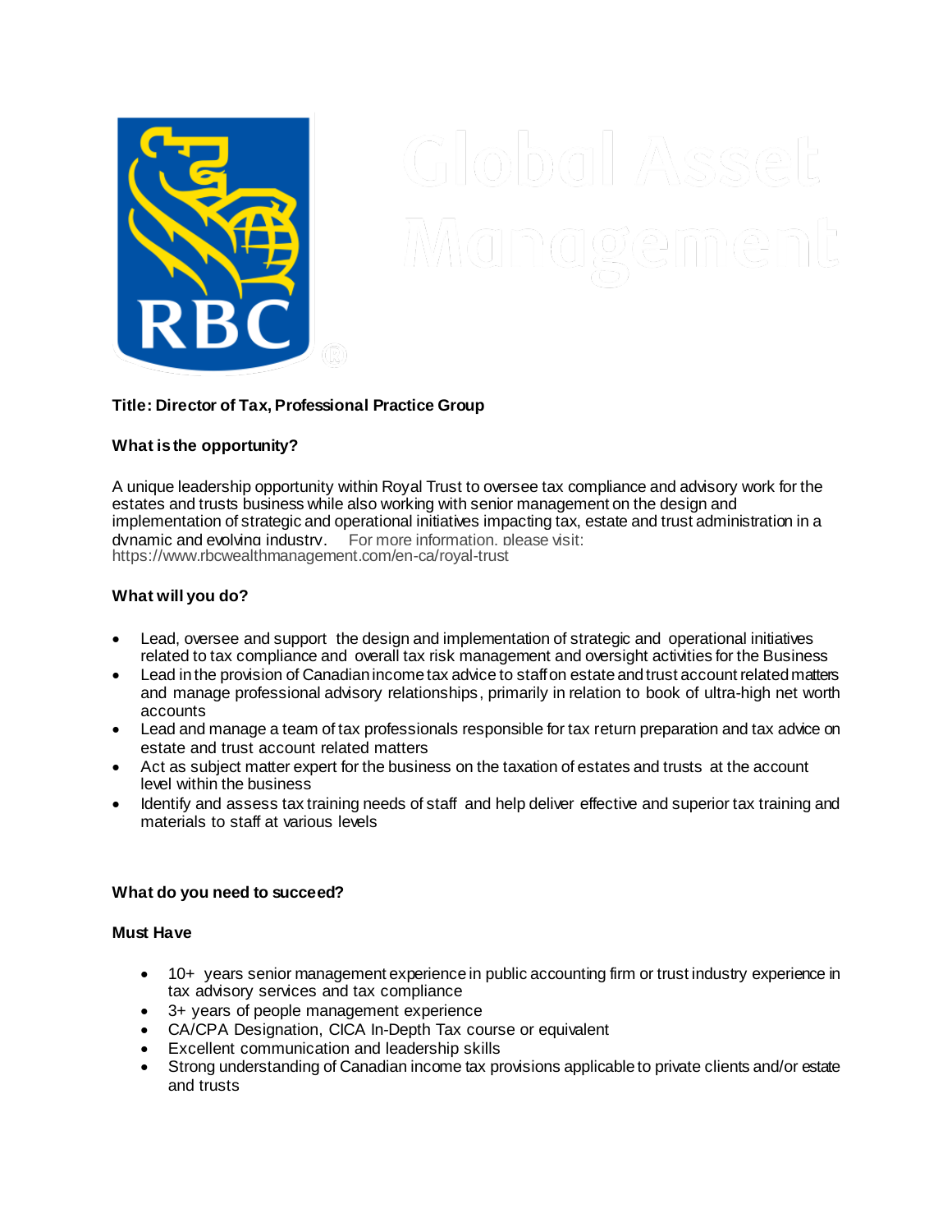**Title: Director of Tax, Professional Practice Group**

**What is the opportunity?**

A unique leadership opportunity within Royal Trust to oversee tax compliance and advisory work for the estates and trusts business while also working with senior management on the design and implementation of strategic and operational initiatives impacting tax, estate and trust administration in a dynamic and evolving industry. For more information, please visit: https://www.rbcwealthmanagement.com/en-ca/royal-trust

**What will you do?**

- Lead, oversee and support the design and implementation of strategic and operational initiatives related to tax compliance and overall tax risk management and oversight activities for the Business
- Lead in the provision of Canadian income tax advice to staff on estate and trust account related matters and manage professional advisory relationships, primarily in relation to book of ultra-high net worth accounts
- Lead and manage a team of tax professionals responsible for tax return preparation and tax advice on estate and trust account related matters
- Act as subject matter expert for the business on the taxation of estates and trusts at the account level within the business
- Identify and assess tax training needs of staff and help deliver effective and superior tax training and materials to staff at various levels

**What do you need to succeed?**

**Must Have**

- 10+ years senior management experience in public accounting firm or trust industry experience in tax advisory services and tax compliance
- 3+ years of people management experience
- CA/CPA Designation, CICA In-Depth Tax course or equivalent
- Excellent communication and leadership skills
- Strong understanding of Canadian income tax provisions applicable to private clients and/or estate and trusts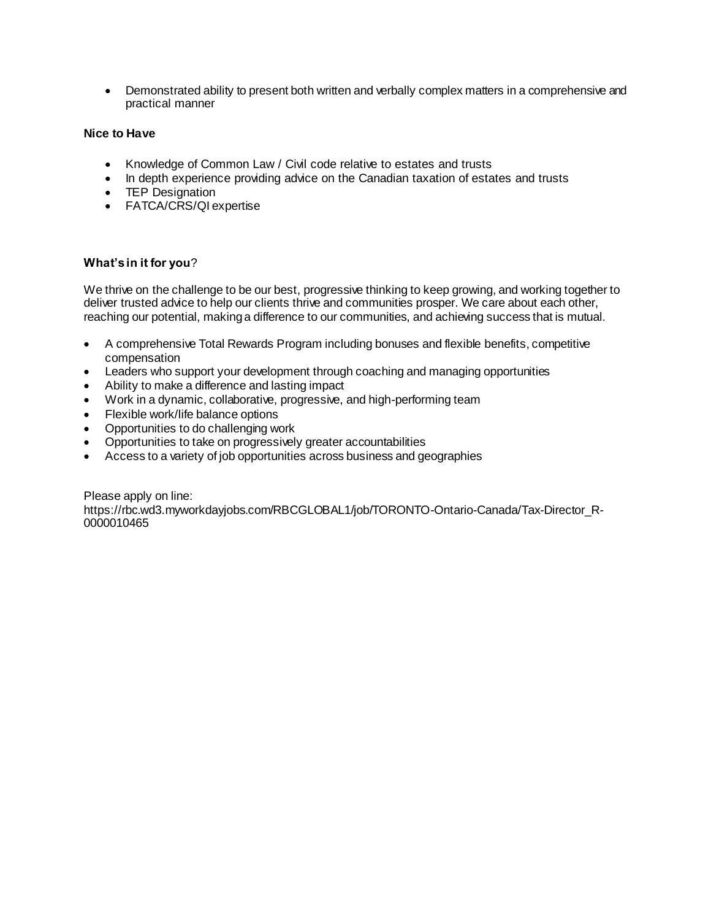- Demonstrated ability to present both written and verbally complex matters in a comprehensive and practical manner

**Nice to Have**

- Knowledge of Common Law / Civil code relative to estates and trusts
- In depth experience providing advice on the Canadian taxation of estates and trusts
- TEP Designation
- FATCA/CRS/QI expertise

**What's in it for you**?

We thrive on the challenge to be our best, progressive thinking to keep growing, and working together to deliver trusted advice to help our clients thrive and communities prosper. We care about each other, reaching our potential, making a difference to our communities, and achieving success that is mutual.

- A comprehensive Total Rewards Program including bonuses and flexible benefits, competitive compensation
- Leaders who support your development through coaching and managing opportunities
- Ability to make a difference and lasting impact
- Work in a dynamic, collaborative, progressive, and high-performing team
- Flexible work/life balance options
- Opportunities to do challenging work
- Opportunities to take on progressively greater accountabilities
- Access to a variety of job opportunities across business and geographies

Please apply on line:
https://rbc.wd3.myworkdayjobs.com/RBCGLOBAL1/job/TORONTO-Ontario-Canada/Tax-Director_R-0000010465